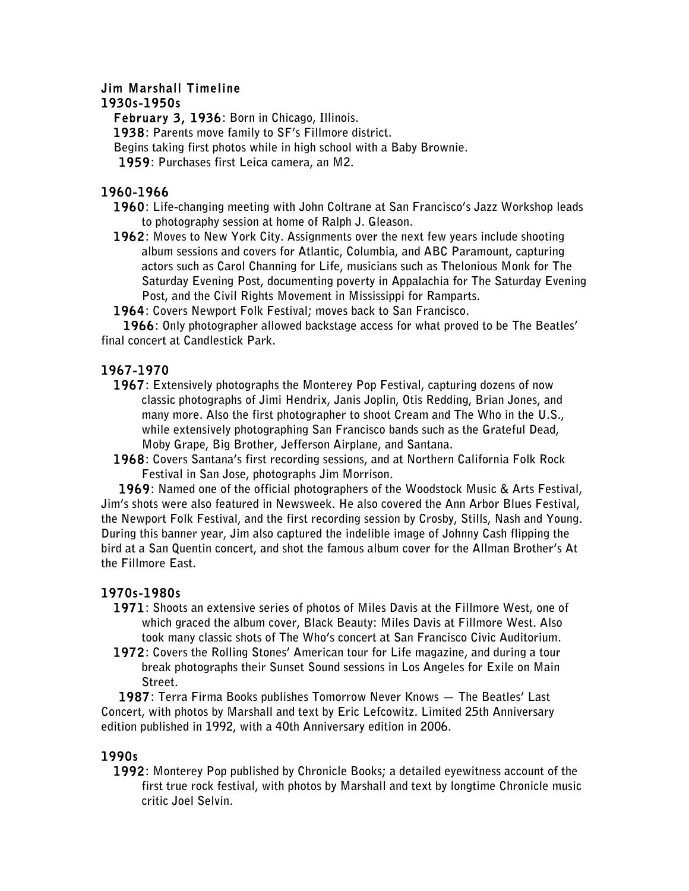# Jim Marshall Timeline

## 1930s-1950s

**February 3, 1936**: Born in Chicago, Illinois.
**1938**: Parents move family to SF's Fillmore district.
Begins taking first photos while in high school with a Baby Brownie.
**1959**: Purchases first Leica camera, an M2.

## 1960-1966

**1960**: Life-changing meeting with John Coltrane at San Francisco's Jazz Workshop leads to photography session at home of Ralph J. Gleason.

**1962**: Moves to New York City. Assignments over the next few years include shooting album sessions and covers for Atlantic, Columbia, and ABC Paramount, capturing actors such as Carol Channing for Life, musicians such as Thelonious Monk for The Saturday Evening Post, documenting poverty in Appalachia for The Saturday Evening Post, and the Civil Rights Movement in Mississippi for Ramparts.

**1964**: Covers Newport Folk Festival; moves back to San Francisco.

**1966**: Only photographer allowed backstage access for what proved to be The Beatles' final concert at Candlestick Park.

## 1967-1970

**1967**: Extensively photographs the Monterey Pop Festival, capturing dozens of now classic photographs of Jimi Hendrix, Janis Joplin, Otis Redding, Brian Jones, and many more. Also the first photographer to shoot Cream and The Who in the U.S., while extensively photographing San Francisco bands such as the Grateful Dead, Moby Grape, Big Brother, Jefferson Airplane, and Santana.

**1968**: Covers Santana's first recording sessions, and at Northern California Folk Rock Festival in San Jose, photographs Jim Morrison.

**1969**: Named one of the official photographers of the Woodstock Music & Arts Festival, Jim's shots were also featured in Newsweek. He also covered the Ann Arbor Blues Festival, the Newport Folk Festival, and the first recording session by Crosby, Stills, Nash and Young. During this banner year, Jim also captured the indelible image of Johnny Cash flipping the bird at a San Quentin concert, and shot the famous album cover for the Allman Brother's At the Fillmore East.

## 1970s-1980s

**1971**: Shoots an extensive series of photos of Miles Davis at the Fillmore West, one of which graced the album cover, Black Beauty: Miles Davis at Fillmore West. Also took many classic shots of The Who's concert at San Francisco Civic Auditorium.

**1972**: Covers the Rolling Stones' American tour for Life magazine, and during a tour break photographs their Sunset Sound sessions in Los Angeles for Exile on Main Street.

**1987**: Terra Firma Books publishes Tomorrow Never Knows — The Beatles' Last Concert, with photos by Marshall and text by Eric Lefcowitz. Limited 25th Anniversary edition published in 1992, with a 40th Anniversary edition in 2006.

## 1990s

**1992**: Monterey Pop published by Chronicle Books; a detailed eyewitness account of the first true rock festival, with photos by Marshall and text by longtime Chronicle music critic Joel Selvin.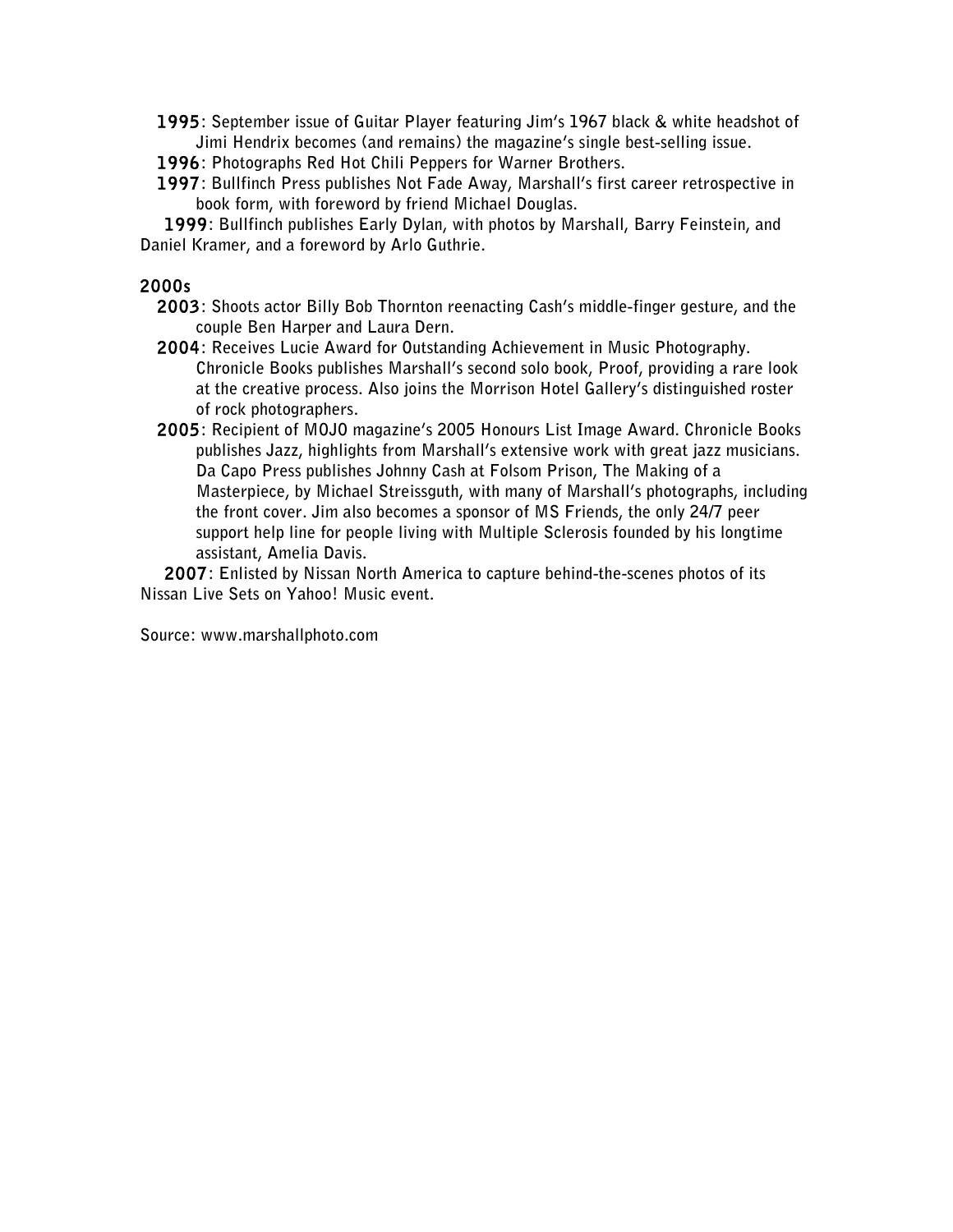- **1995**: September issue of Guitar Player featuring Jim's 1967 black & white headshot of Jimi Hendrix becomes (and remains) the magazine's single best-selling issue.
- **1996**: Photographs Red Hot Chili Peppers for Warner Brothers.
- **1997**: Bullfinch Press publishes Not Fade Away, Marshall's first career retrospective in book form, with foreword by friend Michael Douglas.
- **1999**: Bullfinch publishes Early Dylan, with photos by Marshall, Barry Feinstein, and Daniel Kramer, and a foreword by Arlo Guthrie.

## 2000s

- **2003**: Shoots actor Billy Bob Thornton reenacting Cash's middle-finger gesture, and the couple Ben Harper and Laura Dern.
- **2004**: Receives Lucie Award for Outstanding Achievement in Music Photography. Chronicle Books publishes Marshall's second solo book, Proof, providing a rare look at the creative process. Also joins the Morrison Hotel Gallery's distinguished roster of rock photographers.
- **2005**: Recipient of MOJO magazine's 2005 Honours List Image Award. Chronicle Books publishes Jazz, highlights from Marshall's extensive work with great jazz musicians. Da Capo Press publishes Johnny Cash at Folsom Prison, The Making of a Masterpiece, by Michael Streissguth, with many of Marshall's photographs, including the front cover. Jim also becomes a sponsor of MS Friends, the only 24/7 peer support help line for people living with Multiple Sclerosis founded by his longtime assistant, Amelia Davis.
- **2007**: Enlisted by Nissan North America to capture behind-the-scenes photos of its Nissan Live Sets on Yahoo! Music event.

Source: www.marshallphoto.com